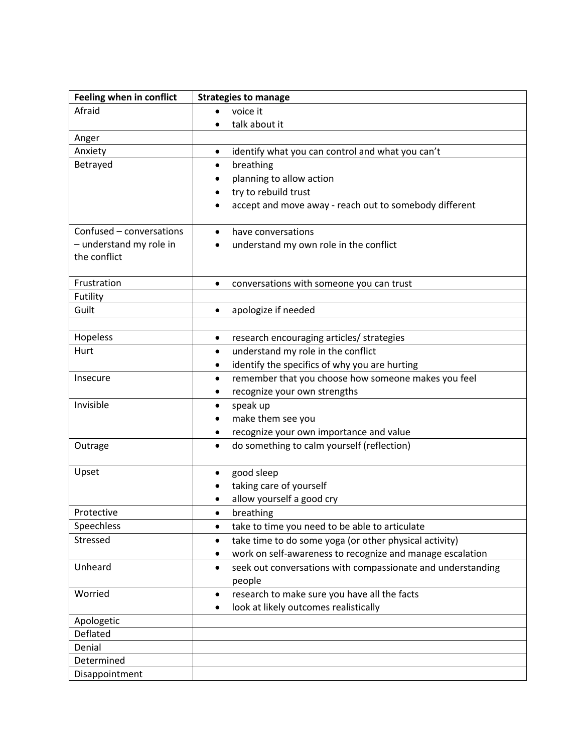| Feeling when in conflict | Strategies to manage |
|---|---|
| Afraid | • voice it<br>• talk about it |
| Anger | |
| Anxiety | • identify what you can control and what you can't |
| Betrayed | • breathing<br>• planning to allow action<br>• try to rebuild trust<br>• accept and move away - reach out to somebody different |
| Confused – conversations – understand my role in the conflict | • have conversations<br>• understand my own role in the conflict |
| Frustration | • conversations with someone you can trust |
| Futility | |
| Guilt | • apologize if needed |
| | |
| Hopeless | • research encouraging articles/ strategies |
| Hurt | • understand my role in the conflict<br>• identify the specifics of why you are hurting |
| Insecure | • remember that you choose how someone makes you feel<br>• recognize your own strengths |
| Invisible | • speak up<br>• make them see you<br>• recognize your own importance and value |
| Outrage | • do something to calm yourself (reflection) |
| Upset | • good sleep<br>• taking care of yourself<br>• allow yourself a good cry |
| Protective | • breathing |
| Speechless | • take to time you need to be able to articulate |
| Stressed | • take time to do some yoga (or other physical activity)<br>• work on self-awareness to recognize and manage escalation |
| Unheard | • seek out conversations with compassionate and understanding people |
| Worried | • research to make sure you have all the facts<br>• look at likely outcomes realistically |
| Apologetic | |
| Deflated | |
| Denial | |
| Determined | |
| Disappointment | |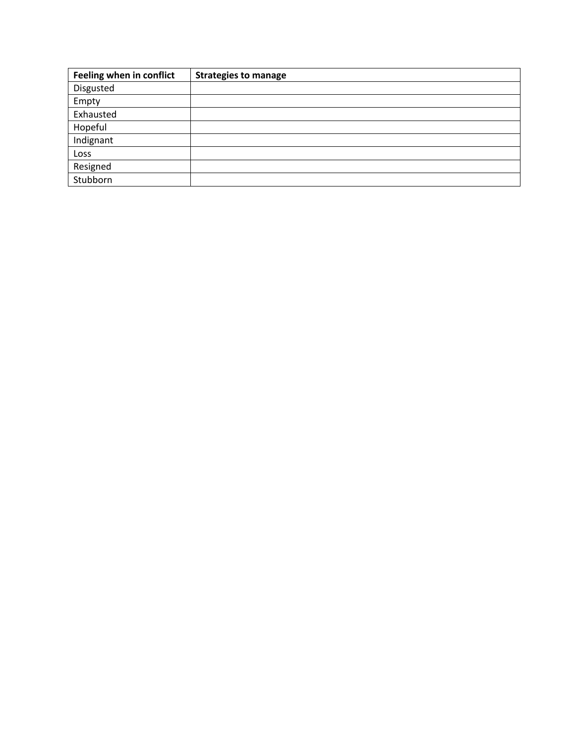| Feeling when in conflict | Strategies to manage |
| --- | --- |
| Disgusted | |
| Empty | |
| Exhausted | |
| Hopeful | |
| Indignant | |
| Loss | |
| Resigned | |
| Stubborn | |